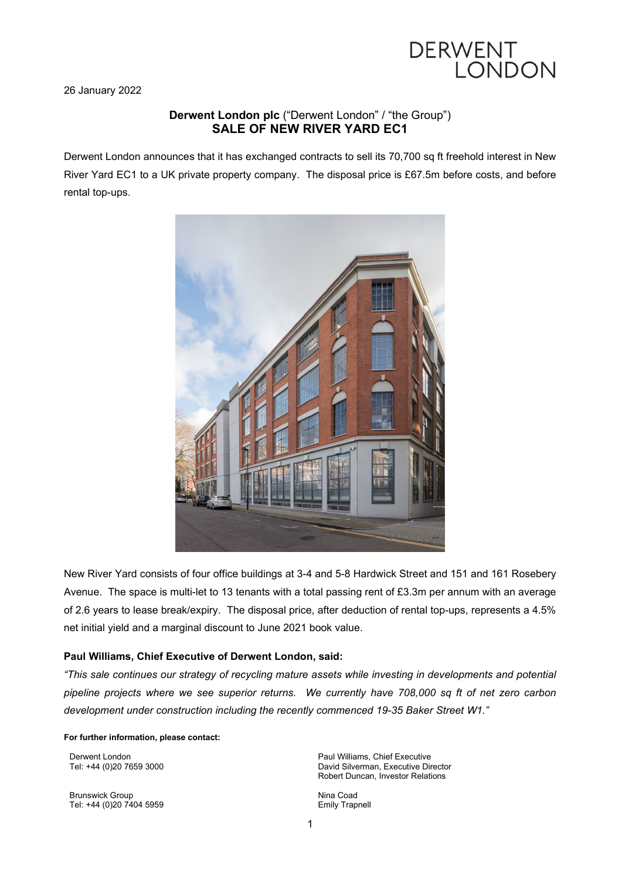DERWENT LONDON

26 January 2022

**Derwent London plc** ("Derwent London" / "the Group")
**SALE OF NEW RIVER YARD EC1**

Derwent London announces that it has exchanged contracts to sell its 70,700 sq ft freehold interest in New River Yard EC1 to a UK private property company. The disposal price is £67.5m before costs, and before rental top-ups.

New River Yard consists of four office buildings at 3-4 and 5-8 Hardwick Street and 151 and 161 Rosebery Avenue. The space is multi-let to 13 tenants with a total passing rent of £3.3m per annum with an average of 2.6 years to lease break/expiry. The disposal price, after deduction of rental top-ups, represents a 4.5% net initial yield and a marginal discount to June 2021 book value.

**Paul Williams, Chief Executive of Derwent London, said:**

*"This sale continues our strategy of recycling mature assets while investing in developments and potential pipeline projects where we see superior returns. We currently have 708,000 sq ft of net zero carbon development under construction including the recently commenced 19-35 Baker Street W1."*

**For further information, please contact:**

| | |
|---|---|
| Derwent London<br>Tel: +44 (0)20 7659 3000 | Paul Williams, Chief Executive<br>David Silverman, Executive Director<br>Robert Duncan, Investor Relations |
| Brunswick Group<br>Tel: +44 (0)20 7404 5959 | Nina Coad<br>Emily Trapnell |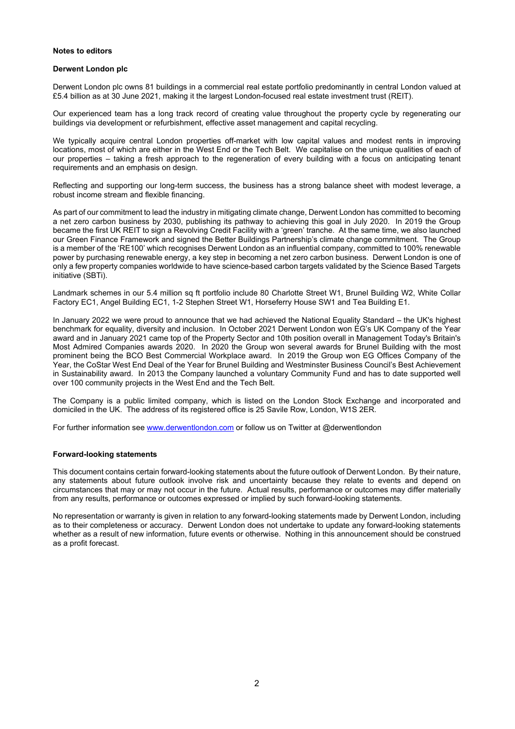**Notes to editors**

**Derwent London plc**

Derwent London plc owns 81 buildings in a commercial real estate portfolio predominantly in central London valued at £5.4 billion as at 30 June 2021, making it the largest London-focused real estate investment trust (REIT).

Our experienced team has a long track record of creating value throughout the property cycle by regenerating our buildings via development or refurbishment, effective asset management and capital recycling.

We typically acquire central London properties off-market with low capital values and modest rents in improving locations, most of which are either in the West End or the Tech Belt. We capitalise on the unique qualities of each of our properties – taking a fresh approach to the regeneration of every building with a focus on anticipating tenant requirements and an emphasis on design.

Reflecting and supporting our long-term success, the business has a strong balance sheet with modest leverage, a robust income stream and flexible financing.

As part of our commitment to lead the industry in mitigating climate change, Derwent London has committed to becoming a net zero carbon business by 2030, publishing its pathway to achieving this goal in July 2020. In 2019 the Group became the first UK REIT to sign a Revolving Credit Facility with a 'green' tranche. At the same time, we also launched our Green Finance Framework and signed the Better Buildings Partnership's climate change commitment. The Group is a member of the 'RE100' which recognises Derwent London as an influential company, committed to 100% renewable power by purchasing renewable energy, a key step in becoming a net zero carbon business. Derwent London is one of only a few property companies worldwide to have science-based carbon targets validated by the Science Based Targets initiative (SBTi).

Landmark schemes in our 5.4 million sq ft portfolio include 80 Charlotte Street W1, Brunel Building W2, White Collar Factory EC1, Angel Building EC1, 1-2 Stephen Street W1, Horseferry House SW1 and Tea Building E1.

In January 2022 we were proud to announce that we had achieved the National Equality Standard – the UK's highest benchmark for equality, diversity and inclusion. In October 2021 Derwent London won EG's UK Company of the Year award and in January 2021 came top of the Property Sector and 10th position overall in Management Today's Britain's Most Admired Companies awards 2020. In 2020 the Group won several awards for Brunel Building with the most prominent being the BCO Best Commercial Workplace award. In 2019 the Group won EG Offices Company of the Year, the CoStar West End Deal of the Year for Brunel Building and Westminster Business Council's Best Achievement in Sustainability award. In 2013 the Company launched a voluntary Community Fund and has to date supported well over 100 community projects in the West End and the Tech Belt.

The Company is a public limited company, which is listed on the London Stock Exchange and incorporated and domiciled in the UK. The address of its registered office is 25 Savile Row, London, W1S 2ER.

For further information see www.derwentlondon.com or follow us on Twitter at @derwentlondon

**Forward-looking statements**

This document contains certain forward-looking statements about the future outlook of Derwent London. By their nature, any statements about future outlook involve risk and uncertainty because they relate to events and depend on circumstances that may or may not occur in the future. Actual results, performance or outcomes may differ materially from any results, performance or outcomes expressed or implied by such forward-looking statements.

No representation or warranty is given in relation to any forward-looking statements made by Derwent London, including as to their completeness or accuracy. Derwent London does not undertake to update any forward-looking statements whether as a result of new information, future events or otherwise. Nothing in this announcement should be construed as a profit forecast.